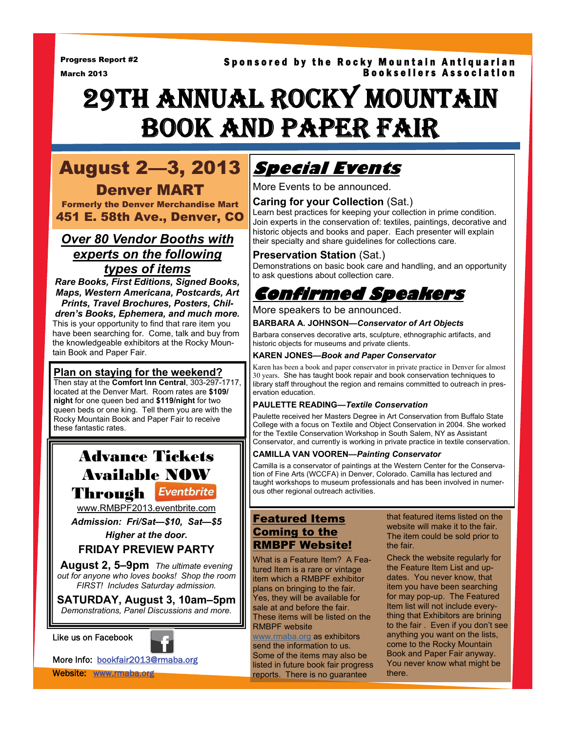Progress Report #2

March 2013

Sponsored by the Rocky Mountain Antiquarian Booksellers Association

# 29th Annual Rocky Mountain Book and Paper Fair

## August 2—3, 2013

### Denver MART

**Formerly the Denver Merchandise Mart**

**451 E. 58th Ave., Denver, CO**

### *Over 80 Vendor Booths with experts on the following types of items*

***Rare Books, First Editions, Signed Books, Maps, Western Americana, Postcards, Art Prints, Travel Brochures, Posters, Children's Books, Ephemera, and much more.***

This is your opportunity to find that rare item you have been searching for. Come, talk and buy from the knowledgeable exhibitors at the Rocky Mountain Book and Paper Fair.

### Plan on staying for the weekend?

Then stay at the **Comfort Inn Central**, 303-297-1717, located at the Denver Mart. Room rates are **$109/night** for one queen bed and **$119/night** for two queen beds or one king. Tell them you are with the Rocky Mountain Book and Paper Fair to receive these fantastic rates.

### Advance Tickets Available NOW Through Eventbrite

www.RMBPF2013.eventbrite.com

*Admission: Fri/Sat—$10, Sat—$5*

*Higher at the door.*

**FRIDAY PREVIEW PARTY**

**August 2, 5–9pm** *The ultimate evening out for anyone who loves books! Shop the room FIRST! Includes Saturday admission.*

**SATURDAY, August 3, 10am–5pm**

*Demonstrations, Panel Discussions and more.*

Like us on Facebook

More Info: bookfair2013@rmaba.org

Website: www.rmaba.org

## *Special Events*

More Events to be announced.

### Caring for your Collection (Sat.)

Learn best practices for keeping your collection in prime condition. Join experts in the conservation of: textiles, paintings, decorative and historic objects and books and paper. Each presenter will explain their specialty and share guidelines for collections care.

### Preservation Station (Sat.)

Demonstrations on basic book care and handling, and an opportunity to ask questions about collection care.

## *Confirmed Speakers*

More speakers to be announced.

**BARBARA A. JOHNSON—*Conservator of Art Objects***

Barbara conserves decorative arts, sculpture, ethnographic artifacts, and historic objects for museums and private clients.

**KAREN JONES—*Book and Paper Conservator***

Karen has been a book and paper conservator in private practice in Denver for almost 30 years. She has taught book repair and book conservation techniques to library staff throughout the region and remains committed to outreach in preservation education.

**PAULETTE READING—*Textile Conservation***

Paulette received her Masters Degree in Art Conservation from Buffalo State College with a focus on Textile and Object Conservation in 2004. She worked for the Textile Conservation Workshop in South Salem, NY as Assistant Conservator, and currently is working in private practice in textile conservation.

**CAMILLA VAN VOOREN—*Painting Conservator***

Camilla is a conservator of paintings at the Western Center for the Conservation of Fine Arts (WCCFA) in Denver, Colorado. Camilla has lectured and taught workshops to museum professionals and has been involved in numerous other regional outreach activities.

### Featured Items Coming to the RMBPF Website!

What is a Feature Item? A Featured Item is a rare or vintage item which a RMBPF exhibitor plans on bringing to the fair. Yes, they will be available for sale at and before the fair. These items will be listed on the RMBPF website www.rmaba.org as exhibitors send the information to us. Some of the items may also be listed in future book fair progress reports. There is no guarantee that featured items listed on the website will make it to the fair. The item could be sold prior to the fair.

Check the website regularly for the Feature Item List and updates. You never know, that item you have been searching for may pop-up. The Featured Item list will not include everything that Exhibitors are brining to the fair . Even if you don't see anything you want on the lists, come to the Rocky Mountain Book and Paper Fair anyway. You never know what might be there.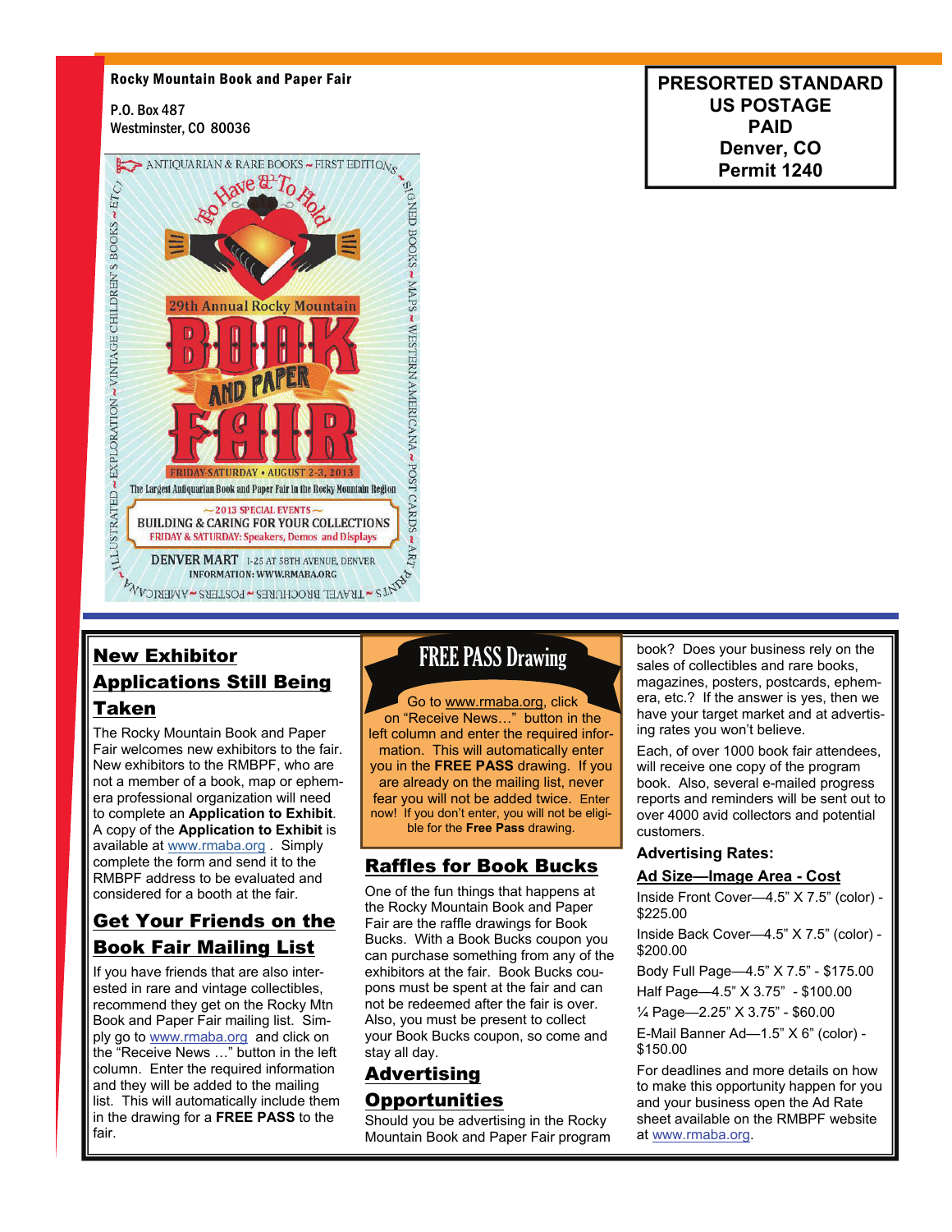Rocky Mountain Book and Paper Fair

P.O. Box 487
Westminster, CO 80036

PRESORTED STANDARD
US POSTAGE
PAID
Denver, CO
Permit 1240

ANTIQUARIAN & RARE BOOKS ~ FIRST EDITIONS ~ SIGNED BOOKS ~ MAPS ~ WESTERN AMERICANA ~ POST CARDS ~ ART PRINTS ~ TRAVEL BROCHURES ~ POSTERS ~ AMERICANA ~ ILLUSTRATED ~ EXPLORATION ~ VINTAGE CHILDREN'S BOOKS ~ ETC.

To Have & To Hold

29th Annual Rocky Mountain

BOOK AND PAPER FAIR

FRIDAY-SATURDAY • AUGUST 2-3, 2013

The Largest Antiquarian Book and Paper Fair in the Rocky Mountain Region

~2013 SPECIAL EVENTS~
BUILDING & CARING FOR YOUR COLLECTIONS
FRIDAY & SATURDAY: Speakers, Demos and Displays

DENVER MART I-25 AT 58TH AVENUE, DENVER
INFORMATION: WWW.RMABA.ORG

## New Exhibitor Applications Still Being Taken

The Rocky Mountain Book and Paper Fair welcomes new exhibitors to the fair. New exhibitors to the RMBPF, who are not a member of a book, map or ephemera professional organization will need to complete an **Application to Exhibit**. A copy of the **Application to Exhibit** is available at www.rmaba.org . Simply complete the form and send it to the RMBPF address to be evaluated and considered for a booth at the fair.

## Get Your Friends on the Book Fair Mailing List

If you have friends that are also interested in rare and vintage collectibles, recommend they get on the Rocky Mtn Book and Paper Fair mailing list. Simply go to www.rmaba.org and click on the "Receive News …" button in the left column. Enter the required information and they will be added to the mailing list. This will automatically include them in the drawing for a **FREE PASS** to the fair.

## FREE PASS Drawing

Go to www.rmaba.org, click on "Receive News…" button in the left column and enter the required information. This will automatically enter you in the **FREE PASS** drawing. If you are already on the mailing list, never fear you will not be added twice. Enter now! If you don't enter, you will not be eligible for the **Free Pass** drawing.

## Raffles for Book Bucks

One of the fun things that happens at the Rocky Mountain Book and Paper Fair are the raffle drawings for Book Bucks. With a Book Bucks coupon you can purchase something from any of the exhibitors at the fair. Book Bucks coupons must be spent at the fair and can not be redeemed after the fair is over. Also, you must be present to collect your Book Bucks coupon, so come and stay all day.

## Advertising Opportunities

Should you be advertising in the Rocky Mountain Book and Paper Fair program book? Does your business rely on the sales of collectibles and rare books, magazines, posters, postcards, ephemera, etc.? If the answer is yes, then we have your target market and at advertising rates you won't believe.

Each, of over 1000 book fair attendees, will receive one copy of the program book. Also, several e-mailed progress reports and reminders will be sent out to over 4000 avid collectors and potential customers.

**Advertising Rates:**

**Ad Size—Image Area - Cost**

Inside Front Cover—4.5" X 7.5" (color) - $225.00

Inside Back Cover—4.5" X 7.5" (color) - $200.00

Body Full Page—4.5" X 7.5" - $175.00

Half Page—4.5" X 3.75" - $100.00

¼ Page—2.25" X 3.75" - $60.00

E-Mail Banner Ad—1.5" X 6" (color) - $150.00

For deadlines and more details on how to make this opportunity happen for you and your business open the Ad Rate sheet available on the RMBPF website at www.rmaba.org.